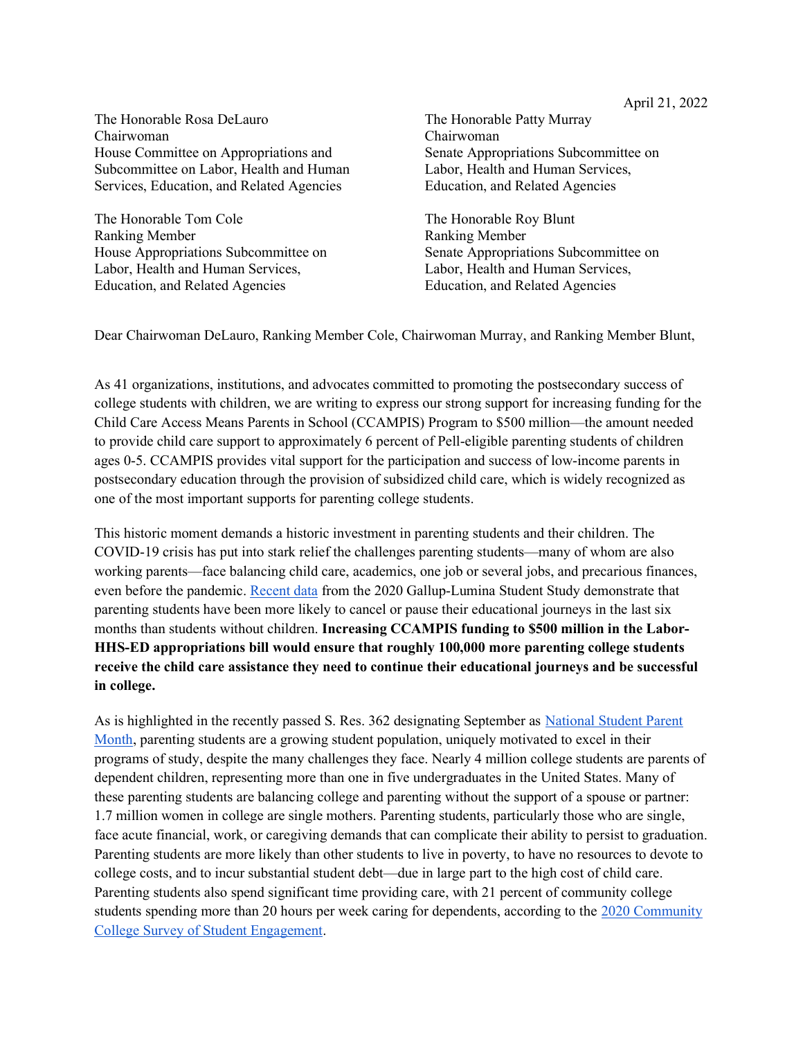April 21, 2022

The Honorable Rosa DeLauro
Chairwoman
House Committee on Appropriations and Subcommittee on Labor, Health and Human Services, Education, and Related Agencies

The Honorable Patty Murray
Chairwoman
Senate Appropriations Subcommittee on Labor, Health and Human Services, Education, and Related Agencies

The Honorable Tom Cole
Ranking Member
House Appropriations Subcommittee on Labor, Health and Human Services, Education, and Related Agencies

The Honorable Roy Blunt
Ranking Member
Senate Appropriations Subcommittee on Labor, Health and Human Services, Education, and Related Agencies

Dear Chairwoman DeLauro, Ranking Member Cole, Chairwoman Murray, and Ranking Member Blunt,

As 41 organizations, institutions, and advocates committed to promoting the postsecondary success of college students with children, we are writing to express our strong support for increasing funding for the Child Care Access Means Parents in School (CCAMPIS) Program to $500 million—the amount needed to provide child care support to approximately 6 percent of Pell-eligible parenting students of children ages 0-5. CCAMPIS provides vital support for the participation and success of low-income parents in postsecondary education through the provision of subsidized child care, which is widely recognized as one of the most important supports for parenting college students.

This historic moment demands a historic investment in parenting students and their children. The COVID-19 crisis has put into stark relief the challenges parenting students—many of whom are also working parents—face balancing child care, academics, one job or several jobs, and precarious finances, even before the pandemic. Recent data from the 2020 Gallup-Lumina Student Study demonstrate that parenting students have been more likely to cancel or pause their educational journeys in the last six months than students without children. **Increasing CCAMPIS funding to $500 million in the Labor-HHS-ED appropriations bill would ensure that roughly 100,000 more parenting college students receive the child care assistance they need to continue their educational journeys and be successful in college.**

As is highlighted in the recently passed S. Res. 362 designating September as National Student Parent Month, parenting students are a growing student population, uniquely motivated to excel in their programs of study, despite the many challenges they face. Nearly 4 million college students are parents of dependent children, representing more than one in five undergraduates in the United States. Many of these parenting students are balancing college and parenting without the support of a spouse or partner: 1.7 million women in college are single mothers. Parenting students, particularly those who are single, face acute financial, work, or caregiving demands that can complicate their ability to persist to graduation. Parenting students are more likely than other students to live in poverty, to have no resources to devote to college costs, and to incur substantial student debt—due in large part to the high cost of child care. Parenting students also spend significant time providing care, with 21 percent of community college students spending more than 20 hours per week caring for dependents, according to the 2020 Community College Survey of Student Engagement.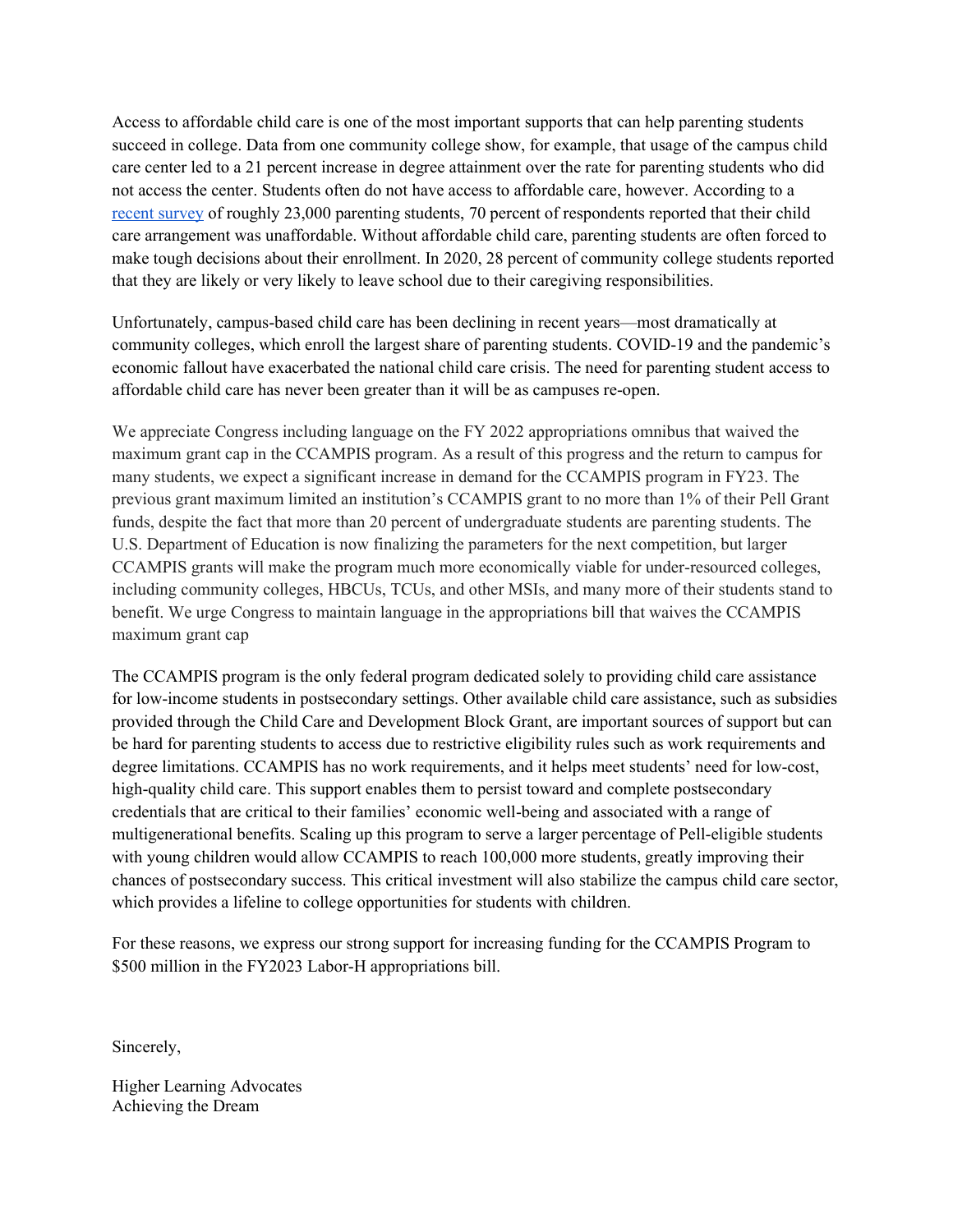Access to affordable child care is one of the most important supports that can help parenting students succeed in college. Data from one community college show, for example, that usage of the campus child care center led to a 21 percent increase in degree attainment over the rate for parenting students who did not access the center. Students often do not have access to affordable care, however. According to a recent survey of roughly 23,000 parenting students, 70 percent of respondents reported that their child care arrangement was unaffordable. Without affordable child care, parenting students are often forced to make tough decisions about their enrollment. In 2020, 28 percent of community college students reported that they are likely or very likely to leave school due to their caregiving responsibilities.

Unfortunately, campus-based child care has been declining in recent years—most dramatically at community colleges, which enroll the largest share of parenting students. COVID-19 and the pandemic's economic fallout have exacerbated the national child care crisis. The need for parenting student access to affordable child care has never been greater than it will be as campuses re-open.

We appreciate Congress including language on the FY 2022 appropriations omnibus that waived the maximum grant cap in the CCAMPIS program. As a result of this progress and the return to campus for many students, we expect a significant increase in demand for the CCAMPIS program in FY23. The previous grant maximum limited an institution's CCAMPIS grant to no more than 1% of their Pell Grant funds, despite the fact that more than 20 percent of undergraduate students are parenting students. The U.S. Department of Education is now finalizing the parameters for the next competition, but larger CCAMPIS grants will make the program much more economically viable for under-resourced colleges, including community colleges, HBCUs, TCUs, and other MSIs, and many more of their students stand to benefit. We urge Congress to maintain language in the appropriations bill that waives the CCAMPIS maximum grant cap

The CCAMPIS program is the only federal program dedicated solely to providing child care assistance for low-income students in postsecondary settings. Other available child care assistance, such as subsidies provided through the Child Care and Development Block Grant, are important sources of support but can be hard for parenting students to access due to restrictive eligibility rules such as work requirements and degree limitations. CCAMPIS has no work requirements, and it helps meet students' need for low-cost, high-quality child care. This support enables them to persist toward and complete postsecondary credentials that are critical to their families' economic well-being and associated with a range of multigenerational benefits. Scaling up this program to serve a larger percentage of Pell-eligible students with young children would allow CCAMPIS to reach 100,000 more students, greatly improving their chances of postsecondary success. This critical investment will also stabilize the campus child care sector, which provides a lifeline to college opportunities for students with children.

For these reasons, we express our strong support for increasing funding for the CCAMPIS Program to $500 million in the FY2023 Labor-H appropriations bill.

Sincerely,

Higher Learning Advocates  
Achieving the Dream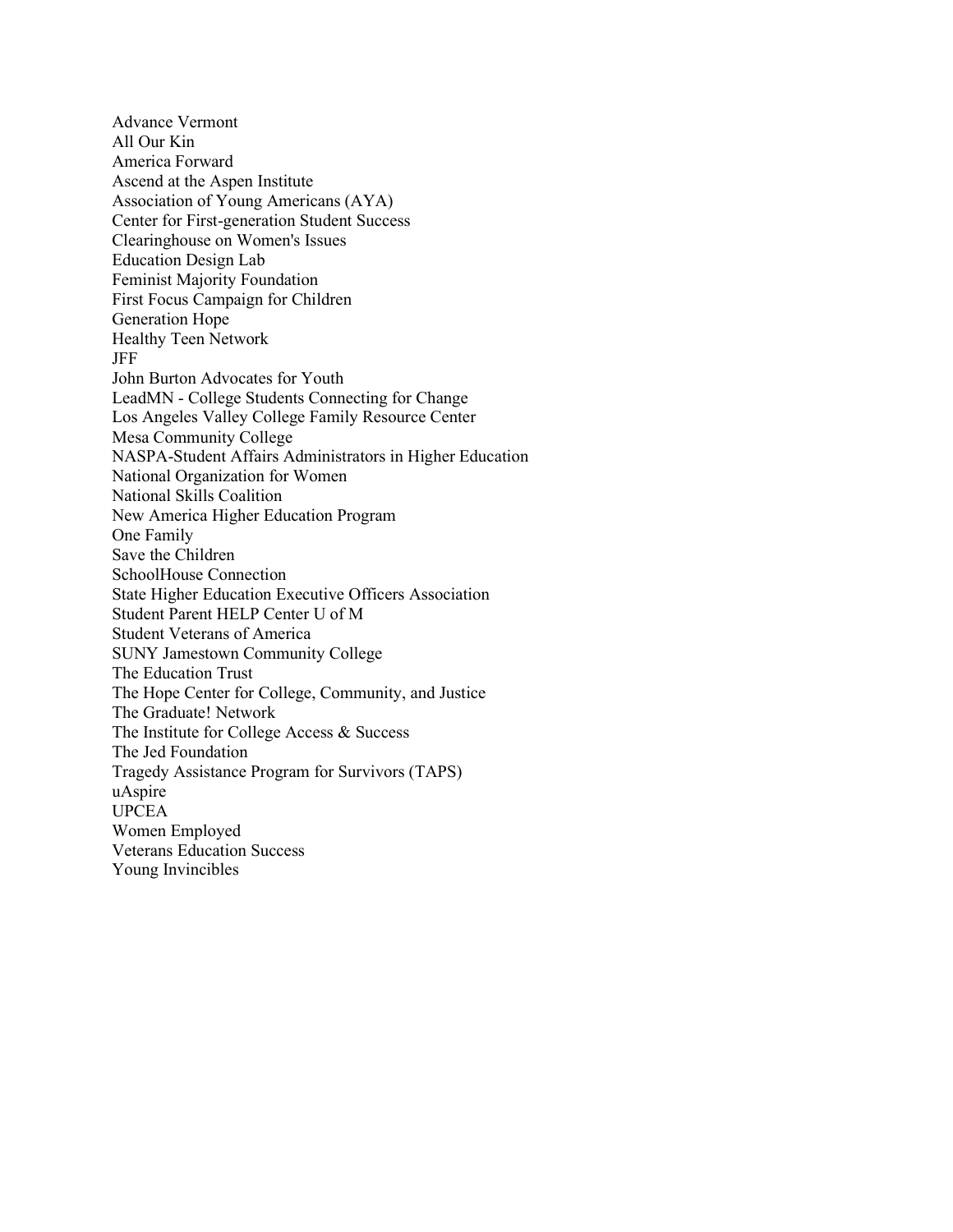Advance Vermont
All Our Kin
America Forward
Ascend at the Aspen Institute
Association of Young Americans (AYA)
Center for First-generation Student Success
Clearinghouse on Women's Issues
Education Design Lab
Feminist Majority Foundation
First Focus Campaign for Children
Generation Hope
Healthy Teen Network
JFF
John Burton Advocates for Youth
LeadMN - College Students Connecting for Change
Los Angeles Valley College Family Resource Center
Mesa Community College
NASPA-Student Affairs Administrators in Higher Education
National Organization for Women
National Skills Coalition
New America Higher Education Program
One Family
Save the Children
SchoolHouse Connection
State Higher Education Executive Officers Association
Student Parent HELP Center U of M
Student Veterans of America
SUNY Jamestown Community College
The Education Trust
The Hope Center for College, Community, and Justice
The Graduate! Network
The Institute for College Access & Success
The Jed Foundation
Tragedy Assistance Program for Survivors (TAPS)
uAspire
UPCEA
Women Employed
Veterans Education Success
Young Invincibles